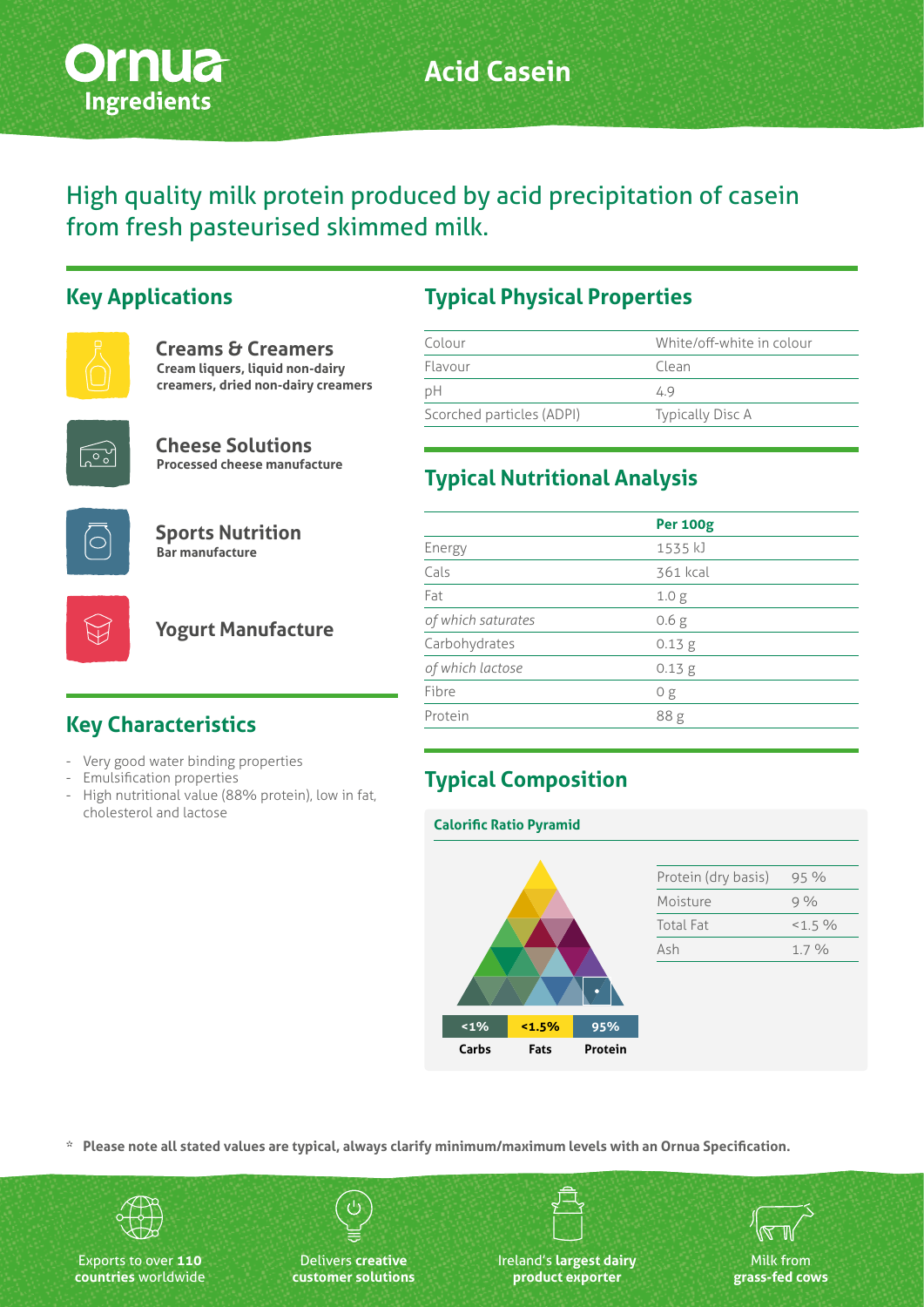Ornua Ingredients

# Acid Casein

High quality milk protein produced by acid precipitation of casein from fresh pasteurised skimmed milk.

## Key Applications

**Creams & Creamers**
**Cream liquers, liquid non-dairy creamers, dried non-dairy creamers**

**Cheese Solutions**
**Processed cheese manufacture**

**Sports Nutrition**
**Bar manufacture**

**Yogurt Manufacture**

## Key Characteristics

- Very good water binding properties
- Emulsification properties
- High nutritional value (88% protein), low in fat, cholesterol and lactose

## Typical Physical Properties

| | |
|---|---|
| Colour | White/off-white in colour |
| Flavour | Clean |
| pH | 4.9 |
| Scorched particles (ADPI) | Typically Disc A |

## Typical Nutritional Analysis

| | **Per 100g** |
|---|---|
| Energy | 1535 kJ |
| Cals | 361 kcal |
| Fat | 1.0 g |
| *of which saturates* | 0.6 g |
| Carbohydrates | 0.13 g |
| *of which lactose* | 0.13 g |
| Fibre | 0 g |
| Protein | 88 g |

## Typical Composition

**Calorific Ratio Pyramid**

| <1% | <1.5% | 95% |
|---|---|---|
| **Carbs** | **Fats** | **Protein** |

| | |
|---|---|
| Protein (dry basis) | 95 % |
| Moisture | 9 % |
| Total Fat | <1.5 % |
| Ash | 1.7 % |

\* **Please note all stated values are typical, always clarify minimum/maximum levels with an Ornua Specification.**

Exports to over **110 countries** worldwide

Delivers **creative customer solutions**

Ireland's **largest dairy product exporter**

Milk from **grass-fed cows**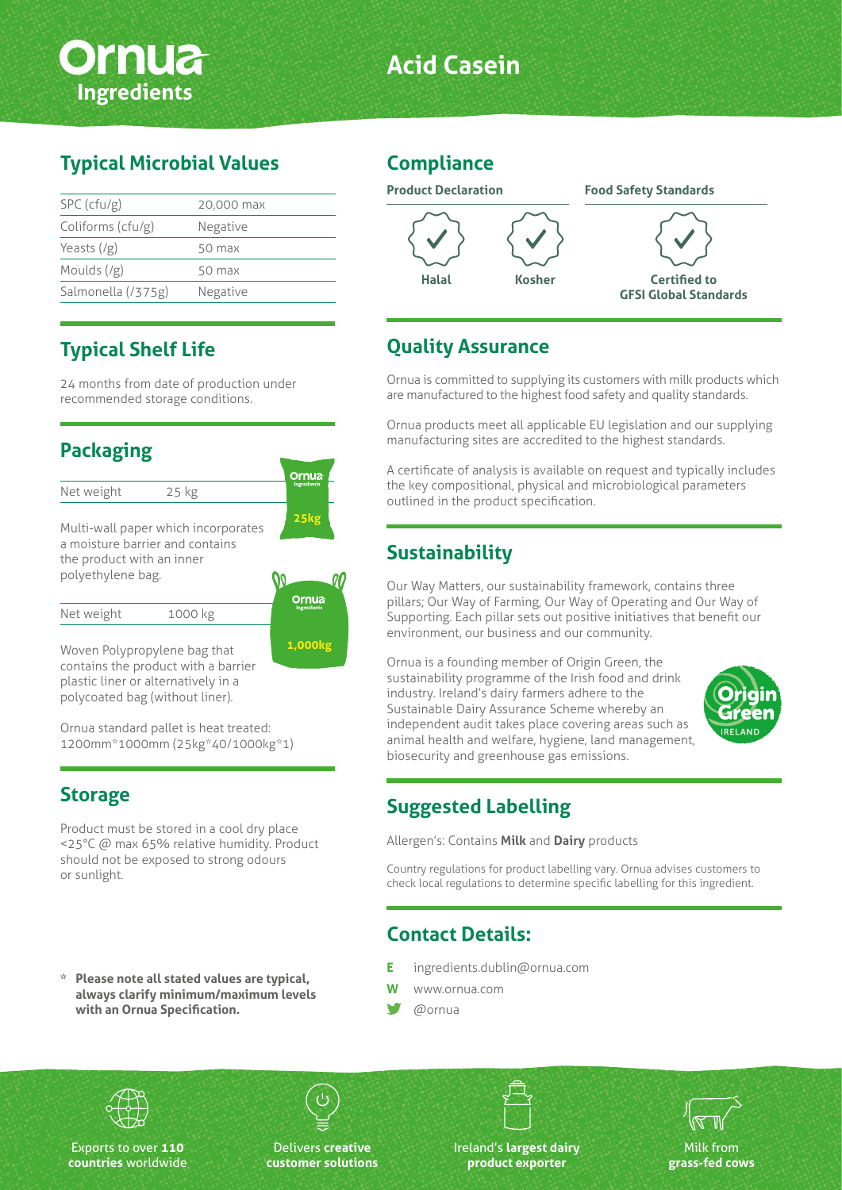# Acid Casein

## Typical Microbial Values

| | |
|---|---|
| SPC (cfu/g) | 20,000 max |
| Coliforms (cfu/g) | Negative |
| Yeasts (/g) | 50 max |
| Moulds (/g) | 50 max |
| Salmonella (/375g) | Negative |

## Typical Shelf Life

24 months from date of production under recommended storage conditions.

## Packaging

| | |
|---|---|
| Net weight | 25 kg |

Multi-wall paper which incorporates a moisture barrier and contains the product with an inner polyethylene bag.

| | |
|---|---|
| Net weight | 1000 kg |

Woven Polypropylene bag that contains the product with a barrier plastic liner or alternatively in a polycoated bag (without liner).

Ornua standard pallet is heat treated: 1200mm*1000mm (25kg*40/1000kg*1)

## Storage

Product must be stored in a cool dry place <25°C @ max 65% relative humidity. Product should not be exposed to strong odours or sunlight.

**\* Please note all stated values are typical, always clarify minimum/maximum levels with an Ornua Specification.**

## Compliance

**Product Declaration**

- Halal
- Kosher

**Food Safety Standards**

- Certified to GFSI Global Standards

## Quality Assurance

Ornua is committed to supplying its customers with milk products which are manufactured to the highest food safety and quality standards.

Ornua products meet all applicable EU legislation and our supplying manufacturing sites are accredited to the highest standards.

A certificate of analysis is available on request and typically includes the key compositional, physical and microbiological parameters outlined in the product specification.

## Sustainability

Our Way Matters, our sustainability framework, contains three pillars; Our Way of Farming, Our Way of Operating and Our Way of Supporting. Each pillar sets out positive initiatives that benefit our environment, our business and our community.

Ornua is a founding member of Origin Green, the sustainability programme of the Irish food and drink industry. Ireland's dairy farmers adhere to the Sustainable Dairy Assurance Scheme whereby an independent audit takes place covering areas such as animal health and welfare, hygiene, land management, biosecurity and greenhouse gas emissions.

## Suggested Labelling

Allergen's: Contains **Milk** and **Dairy** products

Country regulations for product labelling vary. Ornua advises customers to check local regulations to determine specific labelling for this ingredient.

## Contact Details:

- **E** ingredients.dublin@ornua.com
- **W** www.ornua.com
- @ornua

Exports to over **110 countries** worldwide

Delivers **creative customer solutions**

Ireland's **largest dairy product exporter**

Milk from **grass-fed cows**